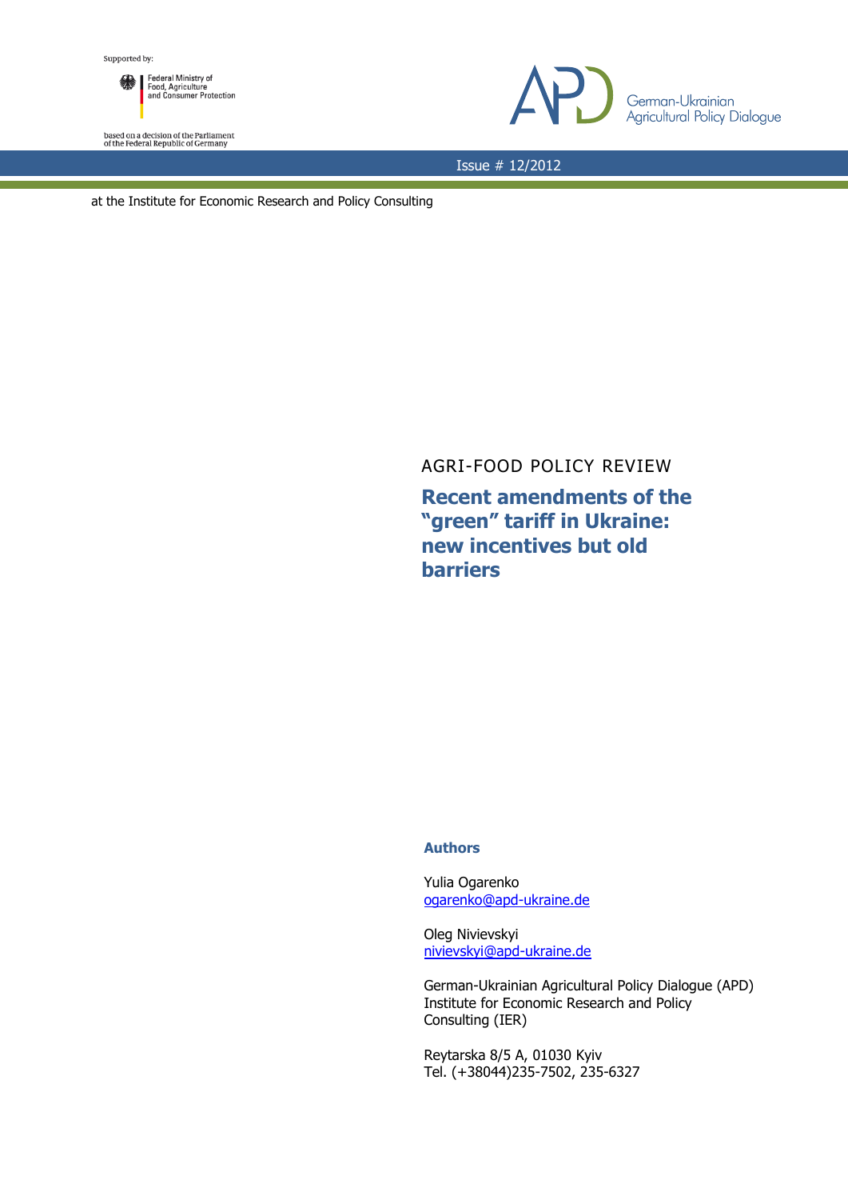Supported by:

Federal Ministry of Food, Agriculture and Consumer Protection

based on a decision of the Parliament of the Federal Republic of Germany

German-Ukrainian Agricultural Policy Dialogue

Issue # 12/2012

at the Institute for Economic Research and Policy Consulting

AGRI-FOOD POLICY REVIEW

# Recent amendments of the "green" tariff in Ukraine: new incentives but old barriers

**Authors**

Yulia Ogarenko
ogarenko@apd-ukraine.de

Oleg Nivievskyi
nivievskyi@apd-ukraine.de

German-Ukrainian Agricultural Policy Dialogue (APD)
Institute for Economic Research and Policy Consulting (IER)

Reytarska 8/5 A, 01030 Kyiv
Tel. (+38044)235-7502, 235-6327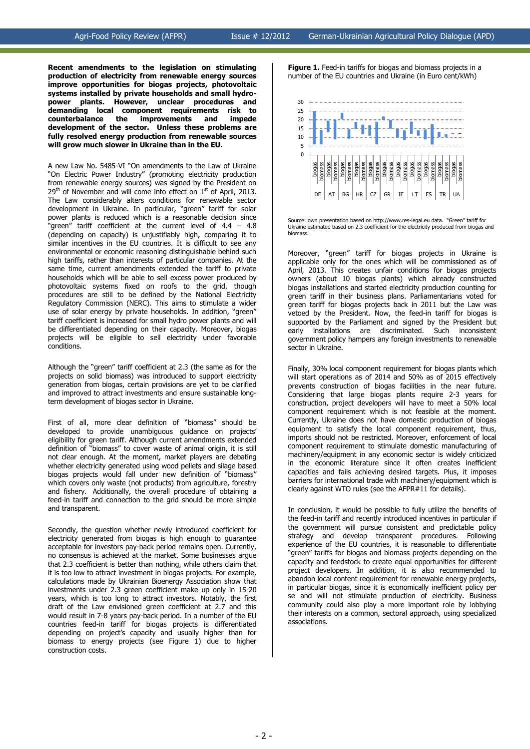**Recent amendments to the legislation on stimulating production of electricity from renewable energy sources improve opportunities for biogas projects, photovoltaic systems installed by private households and small hydro-power plants. However, unclear procedures and demanding local component requirements risk to counterbalance the improvements and impede development of the sector. Unless these problems are fully resolved energy production from renewable sources will grow much slower in Ukraine than in the EU.**

A new Law No. 5485-VI "On amendments to the Law of Ukraine "On Electric Power Industry" (promoting electricity production from renewable energy sources) was signed by the President on 29th of November and will come into effect on 1st of April, 2013. The Law considerably alters conditions for renewable sector development in Ukraine. In particular, "green" tariff for solar power plants is reduced which is a reasonable decision since "green" tariff coefficient at the current level of 4.4 – 4.8 (depending on capacity) is unjustifiably high, comparing it to similar incentives in the EU countries. It is difficult to see any environmental or economic reasoning distinguishable behind such high tariffs, rather than interests of particular companies. At the same time, current amendments extended the tariff to private households which will be able to sell excess power produced by photovoltaic systems fixed on roofs to the grid, though procedures are still to be defined by the National Electricity Regulatory Commission (NERC). This aims to stimulate a wider use of solar energy by private households. In addition, "green" tariff coefficient is increased for small hydro power plants and will be differentiated depending on their capacity. Moreover, biogas projects will be eligible to sell electricity under favorable conditions.

Although the "green" tariff coefficient at 2.3 (the same as for the projects on solid biomass) was introduced to support electricity generation from biogas, certain provisions are yet to be clarified and improved to attract investments and ensure sustainable long-term development of biogas sector in Ukraine.

First of all, more clear definition of "biomass" should be developed to provide unambiguous guidance on projects' eligibility for green tariff. Although current amendments extended definition of "biomass" to cover waste of animal origin, it is still not clear enough. At the moment, market players are debating whether electricity generated using wood pellets and silage based biogas projects would fall under new definition of "biomass" which covers only waste (not products) from agriculture, forestry and fishery. Additionally, the overall procedure of obtaining a feed-in tariff and connection to the grid should be more simple and transparent.

Secondly, the question whether newly introduced coefficient for electricity generated from biogas is high enough to guarantee acceptable for investors pay-back period remains open. Currently, no consensus is achieved at the market. Some businesses argue that 2.3 coefficient is better than nothing, while others claim that it is too low to attract investment in biogas projects. For example, calculations made by Ukrainian Bioenergy Association show that investments under 2.3 green coefficient make up only in 15-20 years, which is too long to attract investors. Notably, the first draft of the Law envisioned green coefficient at 2.7 and this would result in 7-8 years pay-back period. In a number of the EU countries feed-in tariff for biogas projects is differentiated depending on project's capacity and usually higher than for biomass to energy projects (see Figure 1) due to higher construction costs.

**Figure 1.** Feed-in tariffs for biogas and biomass projects in a number of the EU countries and Ukraine (in Euro cent/kWh)

30
25
20
15
10
5
0
biogas biomass biogas biomass biogas biomass biogas biomass biogas biomass biogas biomass biogas biomass biogas biomass biogas biomass biogas biomass biogas biomass
DE AT BG HR CZ GR IE LT ES TR UA

Source: own presentation based on http://www.res-legal.eu data. "Green" tariff for Ukraine estimated based on 2.3 coefficient for the electricity produced from biogas and biomass.

Moreover, "green" tariff for biogas projects in Ukraine is applicable only for the ones which will be commissioned as of April, 2013. This creates unfair conditions for biogas projects owners (about 10 biogas plants) which already constructed biogas installations and started electricity production counting for green tariff in their business plans. Parliamentarians voted for green tariff for biogas projects back in 2011 but the Law was vetoed by the President. Now, the feed-in tariff for biogas is supported by the Parliament and signed by the President but early installations are discriminated. Such inconsistent government policy hampers any foreign investments to renewable sector in Ukraine.

Finally, 30% local component requirement for biogas plants which will start operations as of 2014 and 50% as of 2015 effectively prevents construction of biogas facilities in the near future. Considering that large biogas plants require 2-3 years for construction, project developers will have to meet a 50% local component requirement which is not feasible at the moment. Currently, Ukraine does not have domestic production of biogas equipment to satisfy the local component requirement, thus, imports should not be restricted. Moreover, enforcement of local component requirement to stimulate domestic manufacturing of machinery/equipment in any economic sector is widely criticized in the economic literature since it often creates inefficient capacities and fails achieving desired targets. Plus, it imposes barriers for international trade with machinery/equipment which is clearly against WTO rules (see the AFPR#11 for details).

In conclusion, it would be possible to fully utilize the benefits of the feed-in tariff and recently introduced incentives in particular if the government will pursue consistent and predictable policy strategy and develop transparent procedures. Following experience of the EU countries, it is reasonable to differentiate "green" tariffs for biogas and biomass projects depending on the capacity and feedstock to create equal opportunities for different project developers. In addition, it is also recommended to abandon local content requirement for renewable energy projects, in particular biogas, since it is economically inefficient policy per se and will not stimulate production of electricity. Business community could also play a more important role by lobbying their interests on a common, sectoral approach, using specialized associations.